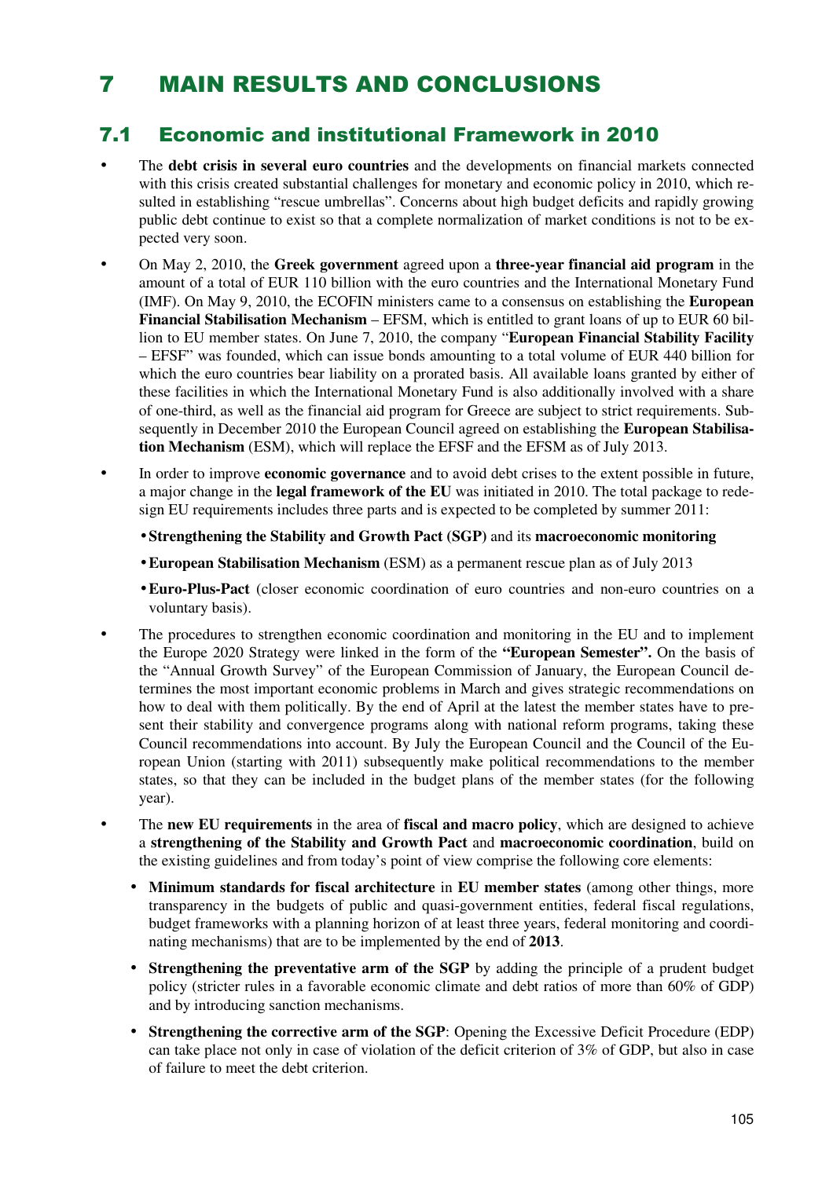# 7 MAIN RESULTS AND CONCLUSIONS

## 7.1 Economic and institutional Framework in 2010

- The **debt crisis in several euro countries** and the developments on financial markets connected with this crisis created substantial challenges for monetary and economic policy in 2010, which resulted in establishing "rescue umbrellas". Concerns about high budget deficits and rapidly growing public debt continue to exist so that a complete normalization of market conditions is not to be expected very soon.

- On May 2, 2010, the **Greek government** agreed upon a **three-year financial aid program** in the amount of a total of EUR 110 billion with the euro countries and the International Monetary Fund (IMF). On May 9, 2010, the ECOFIN ministers came to a consensus on establishing the **European Financial Stabilisation Mechanism** – EFSM, which is entitled to grant loans of up to EUR 60 billion to EU member states. On June 7, 2010, the company "**European Financial Stability Facility** – EFSF" was founded, which can issue bonds amounting to a total volume of EUR 440 billion for which the euro countries bear liability on a prorated basis. All available loans granted by either of these facilities in which the International Monetary Fund is also additionally involved with a share of one-third, as well as the financial aid program for Greece are subject to strict requirements. Subsequently in December 2010 the European Council agreed on establishing the **European Stabilisation Mechanism** (ESM), which will replace the EFSF and the EFSM as of July 2013.

- In order to improve **economic governance** and to avoid debt crises to the extent possible in future, a major change in the **legal framework of the EU** was initiated in 2010. The total package to redesign EU requirements includes three parts and is expected to be completed by summer 2011:

  - **Strengthening the Stability and Growth Pact (SGP)** and its **macroeconomic monitoring**
  - **European Stabilisation Mechanism** (ESM) as a permanent rescue plan as of July 2013
  - **Euro-Plus-Pact** (closer economic coordination of euro countries and non-euro countries on a voluntary basis).

- The procedures to strengthen economic coordination and monitoring in the EU and to implement the Europe 2020 Strategy were linked in the form of the **"European Semester".** On the basis of the "Annual Growth Survey" of the European Commission of January, the European Council determines the most important economic problems in March and gives strategic recommendations on how to deal with them politically. By the end of April at the latest the member states have to present their stability and convergence programs along with national reform programs, taking these Council recommendations into account. By July the European Council and the Council of the European Union (starting with 2011) subsequently make political recommendations to the member states, so that they can be included in the budget plans of the member states (for the following year).

- The **new EU requirements** in the area of **fiscal and macro policy**, which are designed to achieve a **strengthening of the Stability and Growth Pact** and **macroeconomic coordination**, build on the existing guidelines and from today's point of view comprise the following core elements:

  - **Minimum standards for fiscal architecture** in **EU member states** (among other things, more transparency in the budgets of public and quasi-government entities, federal fiscal regulations, budget frameworks with a planning horizon of at least three years, federal monitoring and coordinating mechanisms) that are to be implemented by the end of **2013**.
  - **Strengthening the preventative arm of the SGP** by adding the principle of a prudent budget policy (stricter rules in a favorable economic climate and debt ratios of more than 60% of GDP) and by introducing sanction mechanisms.
  - **Strengthening the corrective arm of the SGP**: Opening the Excessive Deficit Procedure (EDP) can take place not only in case of violation of the deficit criterion of 3% of GDP, but also in case of failure to meet the debt criterion.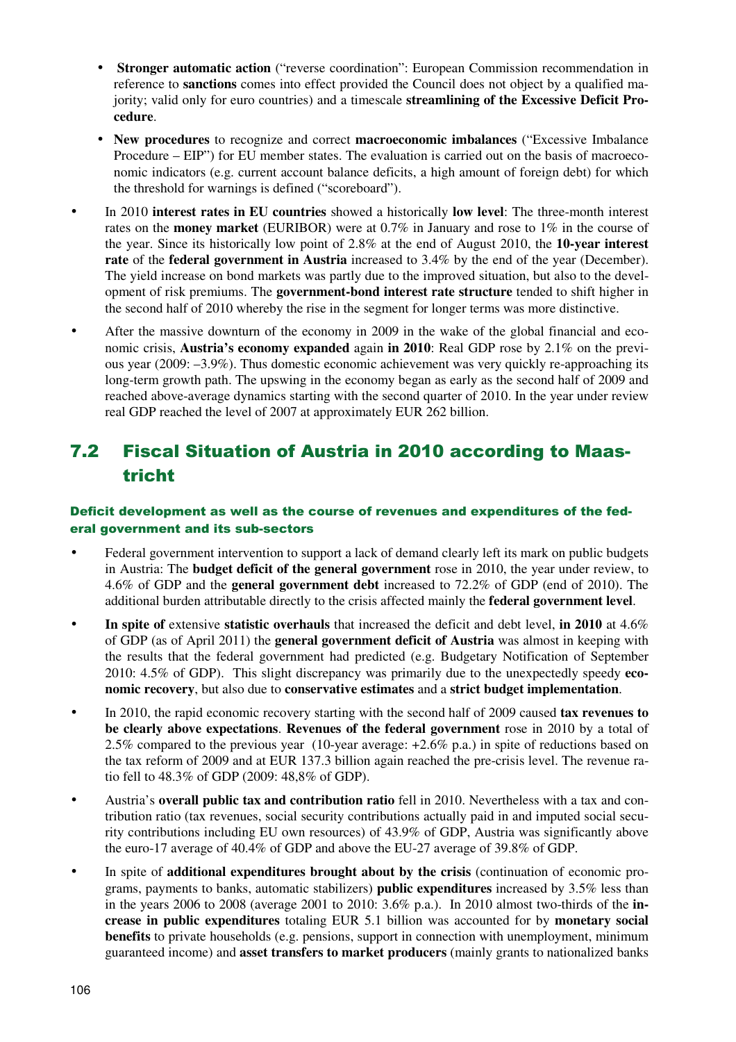- **Stronger automatic action** ("reverse coordination": European Commission recommendation in reference to **sanctions** comes into effect provided the Council does not object by a qualified majority; valid only for euro countries) and a timescale **streamlining of the Excessive Deficit Procedure**.
    - **New procedures** to recognize and correct **macroeconomic imbalances** ("Excessive Imbalance Procedure – EIP") for EU member states. The evaluation is carried out on the basis of macroeconomic indicators (e.g. current account balance deficits, a high amount of foreign debt) for which the threshold for warnings is defined ("scoreboard").

- In 2010 **interest rates in EU countries** showed a historically **low level**: The three-month interest rates on the **money market** (EURIBOR) were at 0.7% in January and rose to 1% in the course of the year. Since its historically low point of 2.8% at the end of August 2010, the **10-year interest rate** of the **federal government in Austria** increased to 3.4% by the end of the year (December). The yield increase on bond markets was partly due to the improved situation, but also to the development of risk premiums. The **government-bond interest rate structure** tended to shift higher in the second half of 2010 whereby the rise in the segment for longer terms was more distinctive.
- After the massive downturn of the economy in 2009 in the wake of the global financial and economic crisis, **Austria's economy expanded** again **in 2010**: Real GDP rose by 2.1% on the previous year (2009: –3.9%). Thus domestic economic achievement was very quickly re-approaching its long-term growth path. The upswing in the economy began as early as the second half of 2009 and reached above-average dynamics starting with the second quarter of 2010. In the year under review real GDP reached the level of 2007 at approximately EUR 262 billion.

## 7.2 Fiscal Situation of Austria in 2010 according to Maastricht

#### Deficit development as well as the course of revenues and expenditures of the federal government and its sub-sectors

- Federal government intervention to support a lack of demand clearly left its mark on public budgets in Austria: The **budget deficit of the general government** rose in 2010, the year under review, to 4.6% of GDP and the **general government debt** increased to 72.2% of GDP (end of 2010). The additional burden attributable directly to the crisis affected mainly the **federal government level**.
- **In spite of** extensive **statistic overhauls** that increased the deficit and debt level, **in 2010** at 4.6% of GDP (as of April 2011) the **general government deficit of Austria** was almost in keeping with the results that the federal government had predicted (e.g. Budgetary Notification of September 2010: 4.5% of GDP). This slight discrepancy was primarily due to the unexpectedly speedy **economic recovery**, but also due to **conservative estimates** and a **strict budget implementation**.
- In 2010, the rapid economic recovery starting with the second half of 2009 caused **tax revenues to be clearly above expectations**. **Revenues of the federal government** rose in 2010 by a total of 2.5% compared to the previous year (10-year average: +2.6% p.a.) in spite of reductions based on the tax reform of 2009 and at EUR 137.3 billion again reached the pre-crisis level. The revenue ratio fell to 48.3% of GDP (2009: 48,8% of GDP).
- Austria's **overall public tax and contribution ratio** fell in 2010. Nevertheless with a tax and contribution ratio (tax revenues, social security contributions actually paid in and imputed social security contributions including EU own resources) of 43.9% of GDP, Austria was significantly above the euro-17 average of 40.4% of GDP and above the EU-27 average of 39.8% of GDP.
- In spite of **additional expenditures brought about by the crisis** (continuation of economic programs, payments to banks, automatic stabilizers) **public expenditures** increased by 3.5% less than in the years 2006 to 2008 (average 2001 to 2010: 3.6% p.a.). In 2010 almost two-thirds of the **increase in public expenditures** totaling EUR 5.1 billion was accounted for by **monetary social benefits** to private households (e.g. pensions, support in connection with unemployment, minimum guaranteed income) and **asset transfers to market producers** (mainly grants to nationalized banks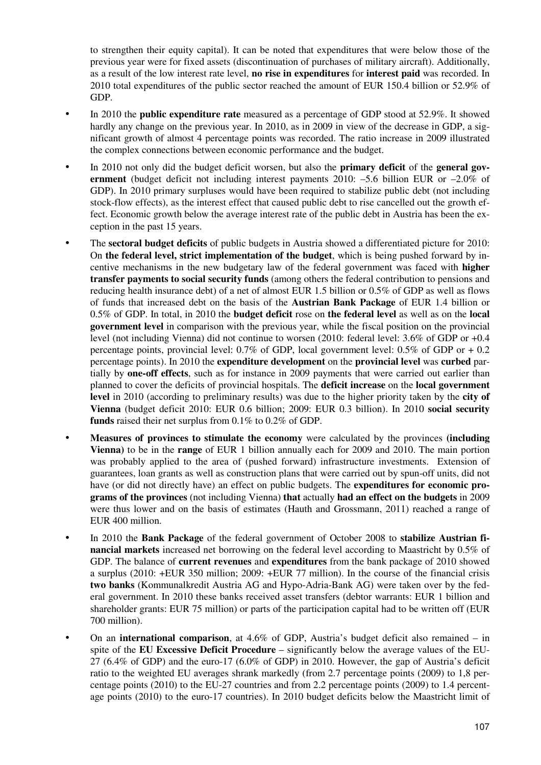to strengthen their equity capital). It can be noted that expenditures that were below those of the previous year were for fixed assets (discontinuation of purchases of military aircraft). Additionally, as a result of the low interest rate level, **no rise in expenditures** for **interest paid** was recorded. In 2010 total expenditures of the public sector reached the amount of EUR 150.4 billion or 52.9% of GDP.

- In 2010 the **public expenditure rate** measured as a percentage of GDP stood at 52.9%. It showed hardly any change on the previous year. In 2010, as in 2009 in view of the decrease in GDP, a significant growth of almost 4 percentage points was recorded. The ratio increase in 2009 illustrated the complex connections between economic performance and the budget.
- In 2010 not only did the budget deficit worsen, but also the **primary deficit** of the **general government** (budget deficit not including interest payments 2010: –5.6 billion EUR or –2.0% of GDP). In 2010 primary surpluses would have been required to stabilize public debt (not including stock-flow effects), as the interest effect that caused public debt to rise cancelled out the growth effect. Economic growth below the average interest rate of the public debt in Austria has been the exception in the past 15 years.
- The **sectoral budget deficits** of public budgets in Austria showed a differentiated picture for 2010: On **the federal level, strict implementation of the budget**, which is being pushed forward by incentive mechanisms in the new budgetary law of the federal government was faced with **higher transfer payments to social security funds** (among others the federal contribution to pensions and reducing health insurance debt) of a net of almost EUR 1.5 billion or 0.5% of GDP as well as flows of funds that increased debt on the basis of the **Austrian Bank Package** of EUR 1.4 billion or 0.5% of GDP. In total, in 2010 the **budget deficit** rose on **the federal level** as well as on the **local government level** in comparison with the previous year, while the fiscal position on the provincial level (not including Vienna) did not continue to worsen (2010: federal level: 3.6% of GDP or +0.4 percentage points, provincial level: 0.7% of GDP, local government level: 0.5% of GDP or + 0.2 percentage points). In 2010 the **expenditure development** on the **provincial level** was **curbed** partially by **one-off effects**, such as for instance in 2009 payments that were carried out earlier than planned to cover the deficits of provincial hospitals. The **deficit increase** on the **local government level** in 2010 (according to preliminary results) was due to the higher priority taken by the **city of Vienna** (budget deficit 2010: EUR 0.6 billion; 2009: EUR 0.3 billion). In 2010 **social security funds** raised their net surplus from 0.1% to 0.2% of GDP.
- **Measures of provinces to stimulate the economy** were calculated by the provinces **(including Vienna)** to be in the **range** of EUR 1 billion annually each for 2009 and 2010. The main portion was probably applied to the area of (pushed forward) infrastructure investments. Extension of guarantees, loan grants as well as construction plans that were carried out by spun-off units, did not have (or did not directly have) an effect on public budgets. The **expenditures for economic programs of the provinces** (not including Vienna) **that** actually **had an effect on the budgets** in 2009 were thus lower and on the basis of estimates (Hauth and Grossmann, 2011) reached a range of EUR 400 million.
- In 2010 the **Bank Package** of the federal government of October 2008 to **stabilize Austrian financial markets** increased net borrowing on the federal level according to Maastricht by 0.5% of GDP. The balance of **current revenues** and **expenditures** from the bank package of 2010 showed a surplus (2010: +EUR 350 million; 2009: +EUR 77 million). In the course of the financial crisis **two banks** (Kommunalkredit Austria AG and Hypo-Adria-Bank AG) were taken over by the federal government. In 2010 these banks received asset transfers (debtor warrants: EUR 1 billion and shareholder grants: EUR 75 million) or parts of the participation capital had to be written off (EUR 700 million).
- On an **international comparison**, at 4.6% of GDP, Austria's budget deficit also remained – in spite of the **EU Excessive Deficit Procedure** – significantly below the average values of the EU-27 (6.4% of GDP) and the euro-17 (6.0% of GDP) in 2010. However, the gap of Austria's deficit ratio to the weighted EU averages shrank markedly (from 2.7 percentage points (2009) to 1,8 percentage points (2010) to the EU-27 countries and from 2.2 percentage points (2009) to 1.4 percentage points (2010) to the euro-17 countries). In 2010 budget deficits below the Maastricht limit of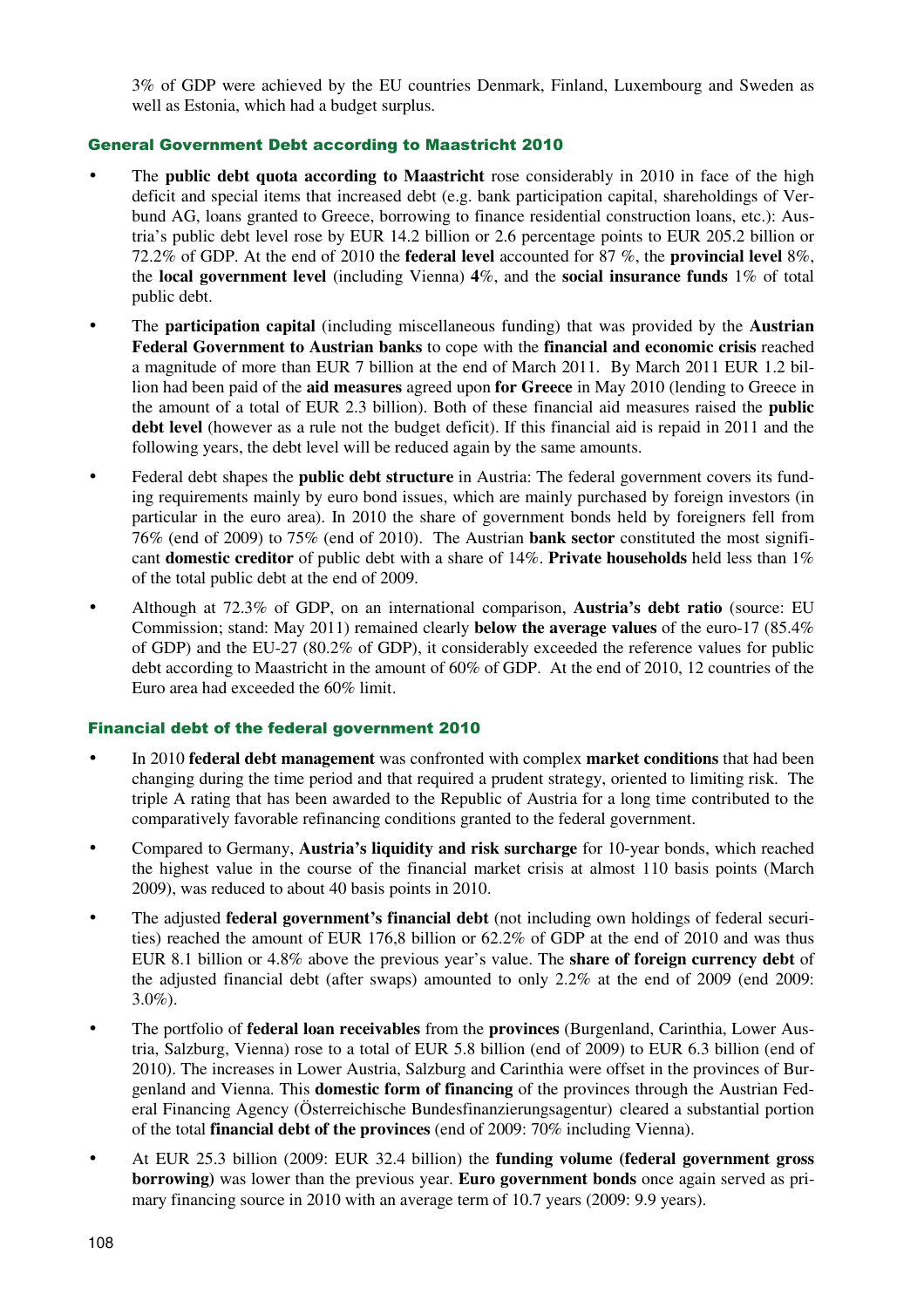3% of GDP were achieved by the EU countries Denmark, Finland, Luxembourg and Sweden as well as Estonia, which had a budget surplus.

### General Government Debt according to Maastricht 2010

- The **public debt quota according to Maastricht** rose considerably in 2010 in face of the high deficit and special items that increased debt (e.g. bank participation capital, shareholdings of Verbund AG, loans granted to Greece, borrowing to finance residential construction loans, etc.): Austria's public debt level rose by EUR 14.2 billion or 2.6 percentage points to EUR 205.2 billion or 72.2% of GDP. At the end of 2010 the **federal level** accounted for 87 %, the **provincial level** 8%, the **local government level** (including Vienna) **4**%, and the **social insurance funds** 1% of total public debt.
- The **participation capital** (including miscellaneous funding) that was provided by the **Austrian Federal Government to Austrian banks** to cope with the **financial and economic crisis** reached a magnitude of more than EUR 7 billion at the end of March 2011. By March 2011 EUR 1.2 billion had been paid of the **aid measures** agreed upon **for Greece** in May 2010 (lending to Greece in the amount of a total of EUR 2.3 billion). Both of these financial aid measures raised the **public debt level** (however as a rule not the budget deficit). If this financial aid is repaid in 2011 and the following years, the debt level will be reduced again by the same amounts.
- Federal debt shapes the **public debt structure** in Austria: The federal government covers its funding requirements mainly by euro bond issues, which are mainly purchased by foreign investors (in particular in the euro area). In 2010 the share of government bonds held by foreigners fell from 76% (end of 2009) to 75% (end of 2010). The Austrian **bank sector** constituted the most significant **domestic creditor** of public debt with a share of 14%. **Private households** held less than 1% of the total public debt at the end of 2009.
- Although at 72.3% of GDP, on an international comparison, **Austria's debt ratio** (source: EU Commission; stand: May 2011) remained clearly **below the average values** of the euro-17 (85.4% of GDP) and the EU-27 (80.2% of GDP), it considerably exceeded the reference values for public debt according to Maastricht in the amount of 60% of GDP. At the end of 2010, 12 countries of the Euro area had exceeded the 60% limit.

### Financial debt of the federal government 2010

- In 2010 **federal debt management** was confronted with complex **market conditions** that had been changing during the time period and that required a prudent strategy, oriented to limiting risk. The triple A rating that has been awarded to the Republic of Austria for a long time contributed to the comparatively favorable refinancing conditions granted to the federal government.
- Compared to Germany, **Austria's liquidity and risk surcharge** for 10-year bonds, which reached the highest value in the course of the financial market crisis at almost 110 basis points (March 2009), was reduced to about 40 basis points in 2010.
- The adjusted **federal government's financial debt** (not including own holdings of federal securities) reached the amount of EUR 176,8 billion or 62.2% of GDP at the end of 2010 and was thus EUR 8.1 billion or 4.8% above the previous year's value. The **share of foreign currency debt** of the adjusted financial debt (after swaps) amounted to only 2.2% at the end of 2009 (end 2009: 3.0%).
- The portfolio of **federal loan receivables** from the **provinces** (Burgenland, Carinthia, Lower Austria, Salzburg, Vienna) rose to a total of EUR 5.8 billion (end of 2009) to EUR 6.3 billion (end of 2010). The increases in Lower Austria, Salzburg and Carinthia were offset in the provinces of Burgenland and Vienna. This **domestic form of financing** of the provinces through the Austrian Federal Financing Agency (Österreichische Bundesfinanzierungsagentur) cleared a substantial portion of the total **financial debt of the provinces** (end of 2009: 70% including Vienna).
- At EUR 25.3 billion (2009: EUR 32.4 billion) the **funding volume (federal government gross borrowing)** was lower than the previous year. **Euro government bonds** once again served as primary financing source in 2010 with an average term of 10.7 years (2009: 9.9 years).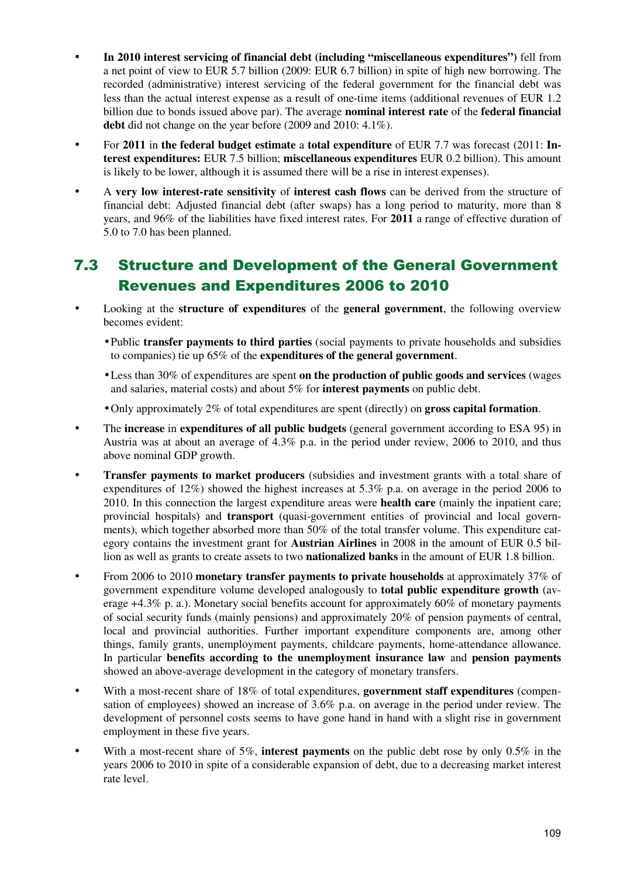- **In 2010 interest servicing of financial debt (including "miscellaneous expenditures")** fell from a net point of view to EUR 5.7 billion (2009: EUR 6.7 billion) in spite of high new borrowing. The recorded (administrative) interest servicing of the federal government for the financial debt was less than the actual interest expense as a result of one-time items (additional revenues of EUR 1.2 billion due to bonds issued above par). The average **nominal interest rate** of the **federal financial debt** did not change on the year before (2009 and 2010: 4.1%).
- For **2011** in **the federal budget estimate** a **total expenditure** of EUR 7.7 was forecast (2011: **Interest expenditures:** EUR 7.5 billion; **miscellaneous expenditures** EUR 0.2 billion). This amount is likely to be lower, although it is assumed there will be a rise in interest expenses).
- A **very low interest-rate sensitivity** of **interest cash flows** can be derived from the structure of financial debt: Adjusted financial debt (after swaps) has a long period to maturity, more than 8 years, and 96% of the liabilities have fixed interest rates. For **2011** a range of effective duration of 5.0 to 7.0 has been planned.

## 7.3 Structure and Development of the General Government Revenues and Expenditures 2006 to 2010

- Looking at the **structure of expenditures** of the **general government**, the following overview becomes evident:
  - Public **transfer payments to third parties** (social payments to private households and subsidies to companies) tie up 65% of the **expenditures of the general government**.
  - Less than 30% of expenditures are spent **on the production of public goods and services** (wages and salaries, material costs) and about 5% for **interest payments** on public debt.
  - Only approximately 2% of total expenditures are spent (directly) on **gross capital formation**.
- The **increase** in **expenditures of all public budgets** (general government according to ESA 95) in Austria was at about an average of 4.3% p.a. in the period under review, 2006 to 2010, and thus above nominal GDP growth.
- **Transfer payments to market producers** (subsidies and investment grants with a total share of expenditures of 12%) showed the highest increases at 5.3% p.a. on average in the period 2006 to 2010. In this connection the largest expenditure areas were **health care** (mainly the inpatient care; provincial hospitals) and **transport** (quasi-government entities of provincial and local governments), which together absorbed more than 50% of the total transfer volume. This expenditure category contains the investment grant for **Austrian Airlines** in 2008 in the amount of EUR 0.5 billion as well as grants to create assets to two **nationalized banks** in the amount of EUR 1.8 billion.
- From 2006 to 2010 **monetary transfer payments to private households** at approximately 37% of government expenditure volume developed analogously to **total public expenditure growth** (average +4.3% p. a.). Monetary social benefits account for approximately 60% of monetary payments of social security funds (mainly pensions) and approximately 20% of pension payments of central, local and provincial authorities. Further important expenditure components are, among other things, family grants, unemployment payments, childcare payments, home-attendance allowance. In particular **benefits according to the unemployment insurance law** and **pension payments** showed an above-average development in the category of monetary transfers.
- With a most-recent share of 18% of total expenditures, **government staff expenditures** (compensation of employees) showed an increase of 3.6% p.a. on average in the period under review. The development of personnel costs seems to have gone hand in hand with a slight rise in government employment in these five years.
- With a most-recent share of 5%, **interest payments** on the public debt rose by only 0.5% in the years 2006 to 2010 in spite of a considerable expansion of debt, due to a decreasing market interest rate level.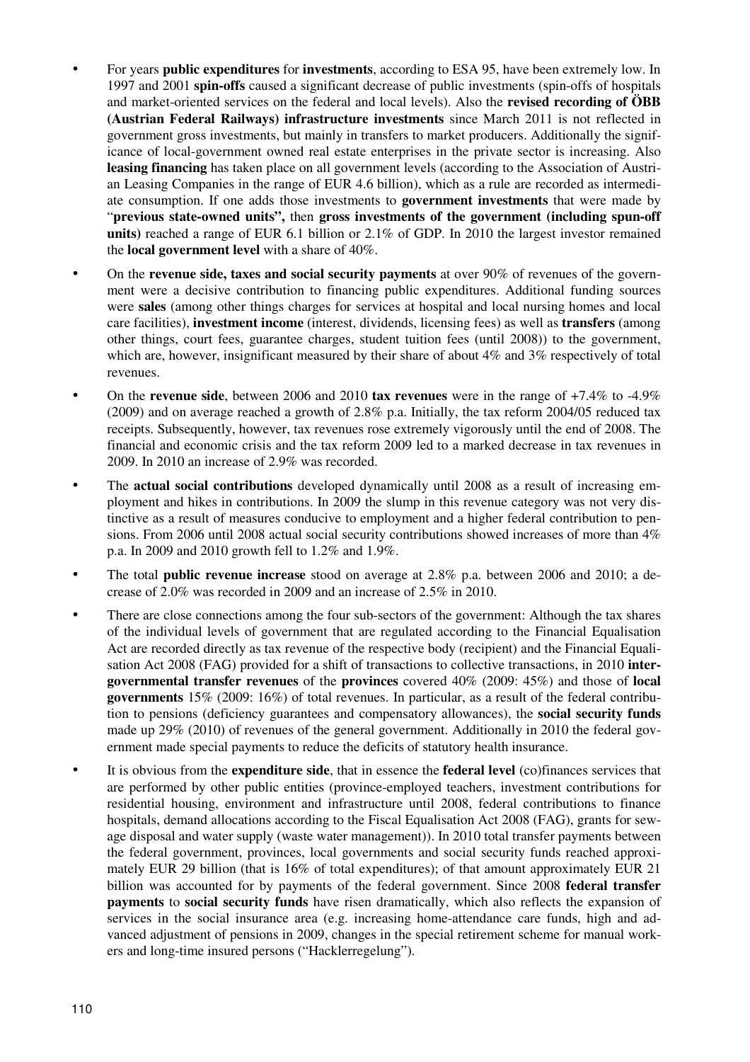- For years **public expenditures** for **investments**, according to ESA 95, have been extremely low. In 1997 and 2001 **spin-offs** caused a significant decrease of public investments (spin-offs of hospitals and market-oriented services on the federal and local levels). Also the **revised recording of ÖBB (Austrian Federal Railways) infrastructure investments** since March 2011 is not reflected in government gross investments, but mainly in transfers to market producers. Additionally the significance of local-government owned real estate enterprises in the private sector is increasing. Also **leasing financing** has taken place on all government levels (according to the Association of Austrian Leasing Companies in the range of EUR 4.6 billion), which as a rule are recorded as intermediate consumption. If one adds those investments to **government investments** that were made by "**previous state-owned units",** then **gross investments of the government (including spun-off units)** reached a range of EUR 6.1 billion or 2.1% of GDP. In 2010 the largest investor remained the **local government level** with a share of 40%.
- On the **revenue side, taxes and social security payments** at over 90% of revenues of the government were a decisive contribution to financing public expenditures. Additional funding sources were **sales** (among other things charges for services at hospital and local nursing homes and local care facilities), **investment income** (interest, dividends, licensing fees) as well as **transfers** (among other things, court fees, guarantee charges, student tuition fees (until 2008)) to the government, which are, however, insignificant measured by their share of about 4% and 3% respectively of total revenues.
- On the **revenue side**, between 2006 and 2010 **tax revenues** were in the range of +7.4% to -4.9% (2009) and on average reached a growth of 2.8% p.a. Initially, the tax reform 2004/05 reduced tax receipts. Subsequently, however, tax revenues rose extremely vigorously until the end of 2008. The financial and economic crisis and the tax reform 2009 led to a marked decrease in tax revenues in 2009. In 2010 an increase of 2.9% was recorded.
- The **actual social contributions** developed dynamically until 2008 as a result of increasing employment and hikes in contributions. In 2009 the slump in this revenue category was not very distinctive as a result of measures conducive to employment and a higher federal contribution to pensions. From 2006 until 2008 actual social security contributions showed increases of more than 4% p.a. In 2009 and 2010 growth fell to 1.2% and 1.9%.
- The total **public revenue increase** stood on average at 2.8% p.a. between 2006 and 2010; a decrease of 2.0% was recorded in 2009 and an increase of 2.5% in 2010.
- There are close connections among the four sub-sectors of the government: Although the tax shares of the individual levels of government that are regulated according to the Financial Equalisation Act are recorded directly as tax revenue of the respective body (recipient) and the Financial Equalisation Act 2008 (FAG) provided for a shift of transactions to collective transactions, in 2010 **intergovernmental transfer revenues** of the **provinces** covered 40% (2009: 45%) and those of **local governments** 15% (2009: 16%) of total revenues. In particular, as a result of the federal contribution to pensions (deficiency guarantees and compensatory allowances), the **social security funds** made up 29% (2010) of revenues of the general government. Additionally in 2010 the federal government made special payments to reduce the deficits of statutory health insurance.
- It is obvious from the **expenditure side**, that in essence the **federal level** (co)finances services that are performed by other public entities (province-employed teachers, investment contributions for residential housing, environment and infrastructure until 2008, federal contributions to finance hospitals, demand allocations according to the Fiscal Equalisation Act 2008 (FAG), grants for sewage disposal and water supply (waste water management)). In 2010 total transfer payments between the federal government, provinces, local governments and social security funds reached approximately EUR 29 billion (that is 16% of total expenditures); of that amount approximately EUR 21 billion was accounted for by payments of the federal government. Since 2008 **federal transfer payments** to **social security funds** have risen dramatically, which also reflects the expansion of services in the social insurance area (e.g. increasing home-attendance care funds, high and advanced adjustment of pensions in 2009, changes in the special retirement scheme for manual workers and long-time insured persons ("Hacklerregelung").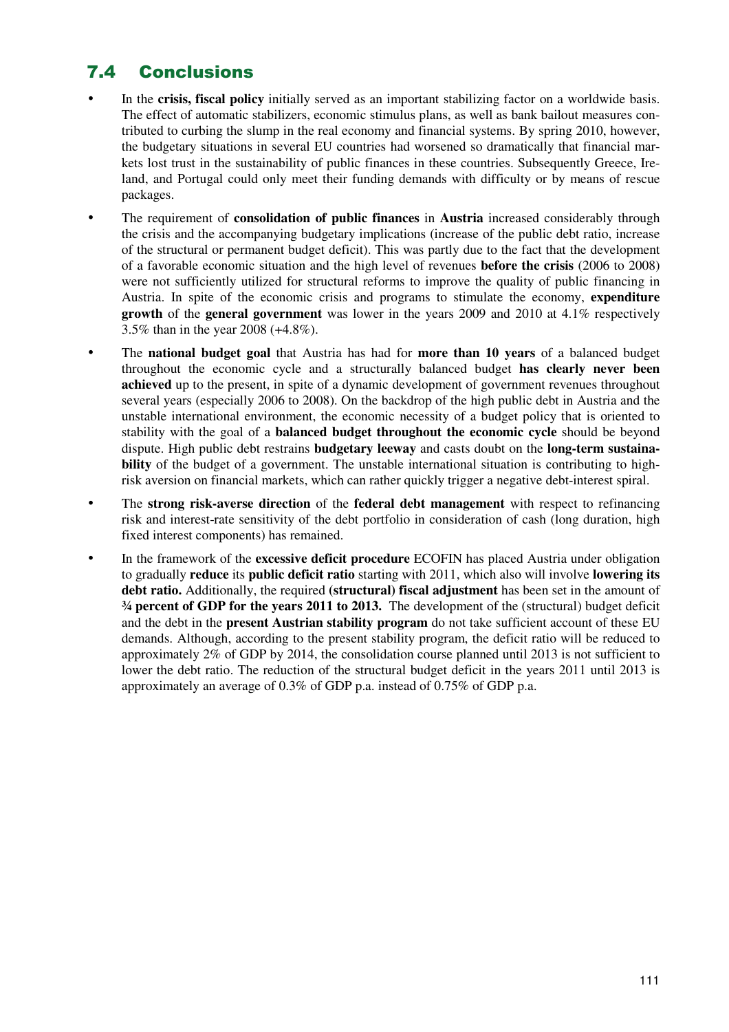## 7.4 Conclusions

- In the **crisis, fiscal policy** initially served as an important stabilizing factor on a worldwide basis. The effect of automatic stabilizers, economic stimulus plans, as well as bank bailout measures contributed to curbing the slump in the real economy and financial systems. By spring 2010, however, the budgetary situations in several EU countries had worsened so dramatically that financial markets lost trust in the sustainability of public finances in these countries. Subsequently Greece, Ireland, and Portugal could only meet their funding demands with difficulty or by means of rescue packages.
- The requirement of **consolidation of public finances** in **Austria** increased considerably through the crisis and the accompanying budgetary implications (increase of the public debt ratio, increase of the structural or permanent budget deficit). This was partly due to the fact that the development of a favorable economic situation and the high level of revenues **before the crisis** (2006 to 2008) were not sufficiently utilized for structural reforms to improve the quality of public financing in Austria. In spite of the economic crisis and programs to stimulate the economy, **expenditure growth** of the **general government** was lower in the years 2009 and 2010 at 4.1% respectively 3.5% than in the year 2008 (+4.8%).
- The **national budget goal** that Austria has had for **more than 10 years** of a balanced budget throughout the economic cycle and a structurally balanced budget **has clearly never been achieved** up to the present, in spite of a dynamic development of government revenues throughout several years (especially 2006 to 2008). On the backdrop of the high public debt in Austria and the unstable international environment, the economic necessity of a budget policy that is oriented to stability with the goal of a **balanced budget throughout the economic cycle** should be beyond dispute. High public debt restrains **budgetary leeway** and casts doubt on the **long-term sustainability** of the budget of a government. The unstable international situation is contributing to high-risk aversion on financial markets, which can rather quickly trigger a negative debt-interest spiral.
- The **strong risk-averse direction** of the **federal debt management** with respect to refinancing risk and interest-rate sensitivity of the debt portfolio in consideration of cash (long duration, high fixed interest components) has remained.
- In the framework of the **excessive deficit procedure** ECOFIN has placed Austria under obligation to gradually **reduce** its **public deficit ratio** starting with 2011, which also will involve **lowering its debt ratio.** Additionally, the required **(structural) fiscal adjustment** has been set in the amount of **¾ percent of GDP for the years 2011 to 2013.** The development of the (structural) budget deficit and the debt in the **present Austrian stability program** do not take sufficient account of these EU demands. Although, according to the present stability program, the deficit ratio will be reduced to approximately 2% of GDP by 2014, the consolidation course planned until 2013 is not sufficient to lower the debt ratio. The reduction of the structural budget deficit in the years 2011 until 2013 is approximately an average of 0.3% of GDP p.a. instead of 0.75% of GDP p.a.